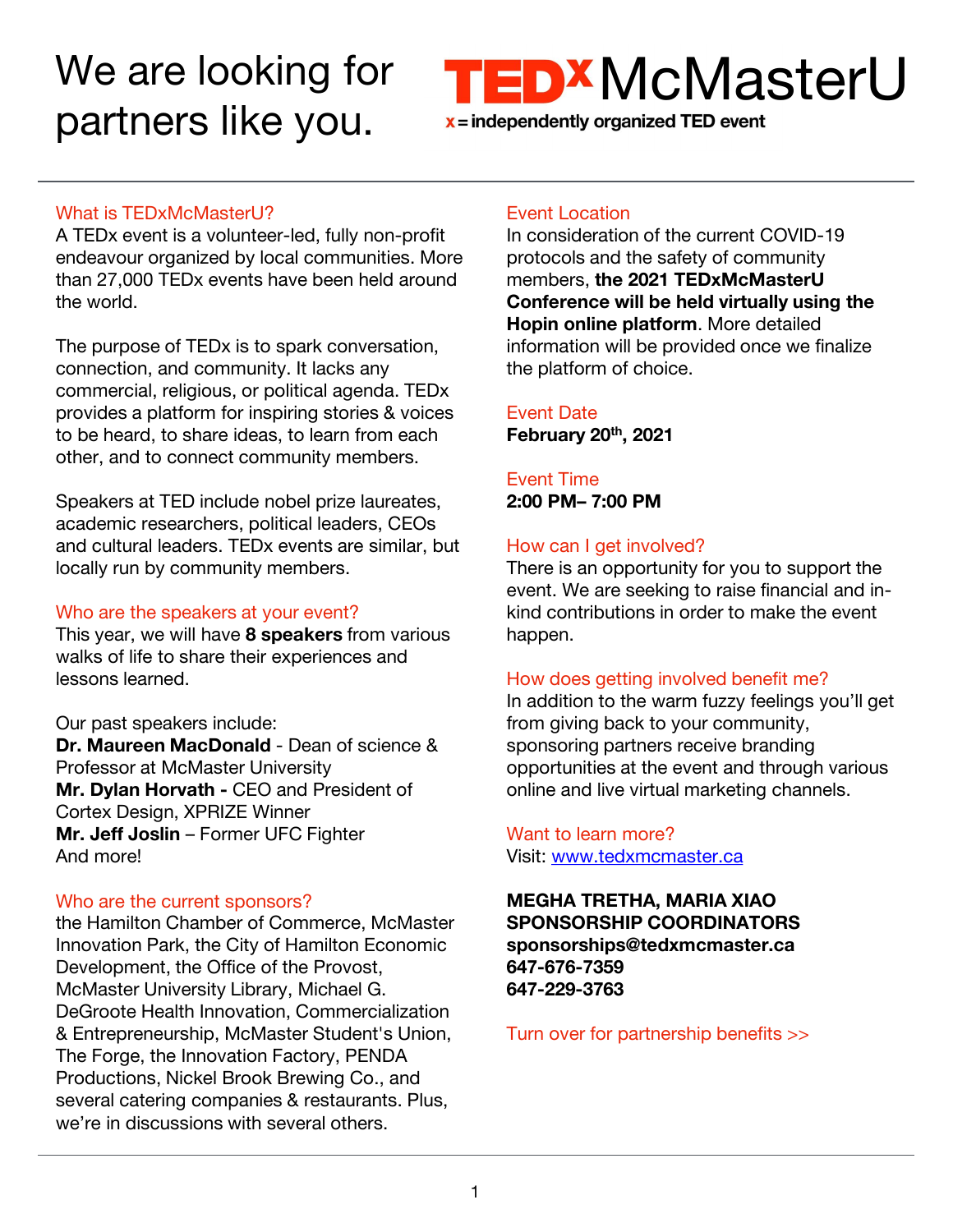# We are looking for partners like you.

**TEDx McMasterU**
x = independently organized TED event

## What is TEDxMcMasterU?

A TEDx event is a volunteer-led, fully non-profit endeavour organized by local communities. More than 27,000 TEDx events have been held around the world.

The purpose of TEDx is to spark conversation, connection, and community. It lacks any commercial, religious, or political agenda. TEDx provides a platform for inspiring stories & voices to be heard, to share ideas, to learn from each other, and to connect community members.

Speakers at TED include nobel prize laureates, academic researchers, political leaders, CEOs and cultural leaders. TEDx events are similar, but locally run by community members.

## Who are the speakers at your event?

This year, we will have **8 speakers** from various walks of life to share their experiences and lessons learned.

Our past speakers include:
**Dr. Maureen MacDonald** - Dean of science & Professor at McMaster University
**Mr. Dylan Horvath -** CEO and President of Cortex Design, XPRIZE Winner
**Mr. Jeff Joslin** – Former UFC Fighter
And more!

## Who are the current sponsors?

the Hamilton Chamber of Commerce, McMaster Innovation Park, the City of Hamilton Economic Development, the Office of the Provost, McMaster University Library, Michael G. DeGroote Health Innovation, Commercialization & Entrepreneurship, McMaster Student's Union, The Forge, the Innovation Factory, PENDA Productions, Nickel Brook Brewing Co., and several catering companies & restaurants. Plus, we're in discussions with several others.

## Event Location

In consideration of the current COVID-19 protocols and the safety of community members, **the 2021 TEDxMcMasterU Conference will be held virtually using the Hopin online platform**. More detailed information will be provided once we finalize the platform of choice.

## Event Date

**February 20th, 2021**

## Event Time

**2:00 PM– 7:00 PM**

## How can I get involved?

There is an opportunity for you to support the event. We are seeking to raise financial and in-kind contributions in order to make the event happen.

## How does getting involved benefit me?

In addition to the warm fuzzy feelings you'll get from giving back to your community, sponsoring partners receive branding opportunities at the event and through various online and live virtual marketing channels.

## Want to learn more?

Visit: [www.tedxmcmaster.ca](http://www.tedxmcmaster.ca)

**MEGHA TRETHA, MARIA XIAO**
**SPONSORSHIP COORDINATORS**
**sponsorships@tedxmcmaster.ca**
**647-676-7359**
**647-229-3763**

Turn over for partnership benefits >>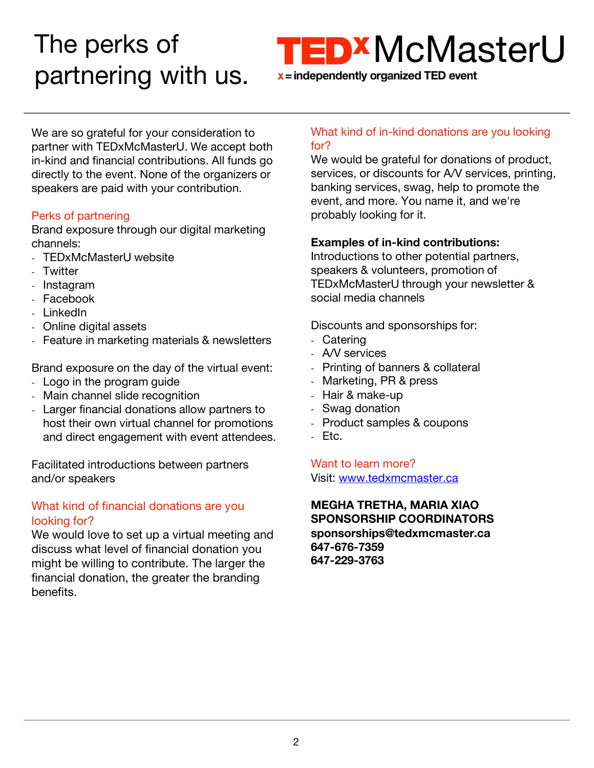# The perks of partnering with us.

**TEDxMcMasterU**
x = independently organized TED event

We are so grateful for your consideration to partner with TEDxMcMasterU. We accept both in-kind and financial contributions. All funds go directly to the event. None of the organizers or speakers are paid with your contribution.

## Perks of partnering

Brand exposure through our digital marketing channels:

- TEDxMcMasterU website
- Twitter
- Instagram
- Facebook
- LinkedIn
- Online digital assets
- Feature in marketing materials & newsletters

Brand exposure on the day of the virtual event:

- Logo in the program guide
- Main channel slide recognition
- Larger financial donations allow partners to host their own virtual channel for promotions and direct engagement with event attendees.

Facilitated introductions between partners and/or speakers

## What kind of financial donations are you looking for?

We would love to set up a virtual meeting and discuss what level of financial donation you might be willing to contribute. The larger the financial donation, the greater the branding benefits.

## What kind of in-kind donations are you looking for?

We would be grateful for donations of product, services, or discounts for A/V services, printing, banking services, swag, help to promote the event, and more. You name it, and we're probably looking for it.

**Examples of in-kind contributions:**
Introductions to other potential partners, speakers & volunteers, promotion of TEDxMcMasterU through your newsletter & social media channels

Discounts and sponsorships for:

- Catering
- A/V services
- Printing of banners & collateral
- Marketing, PR & press
- Hair & make-up
- Swag donation
- Product samples & coupons
- Etc.

## Want to learn more?

Visit: [www.tedxmcmaster.ca](http://www.tedxmcmaster.ca)

**MEGHA TRETHA, MARIA XIAO**
**SPONSORSHIP COORDINATORS**
**sponsorships@tedxmcmaster.ca**
**647-676-7359**
**647-229-3763**